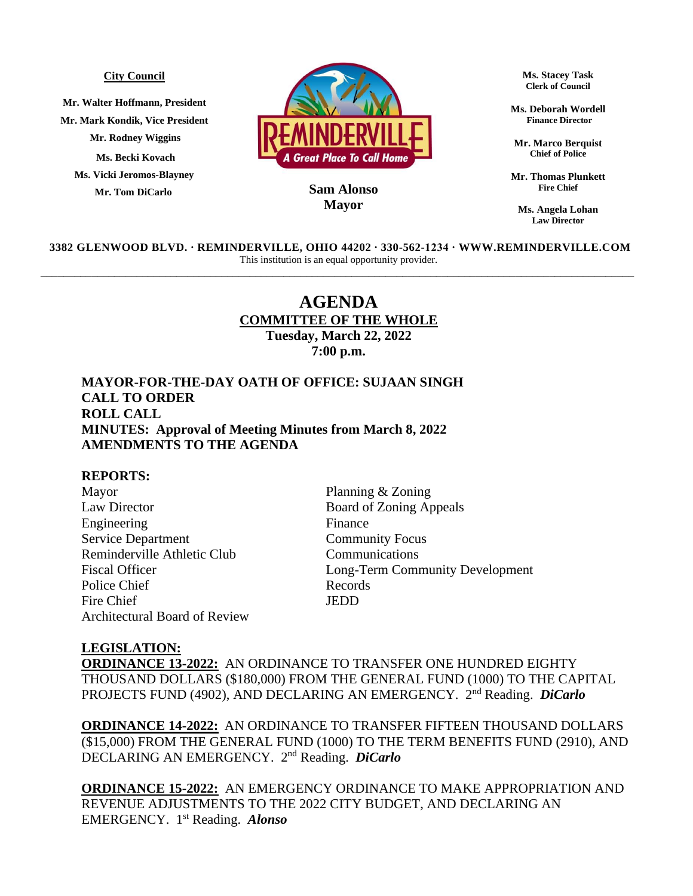**City Council**

Mr. Walter Hoffmann, President
Mr. Mark Kondik, Vice President
Mr. Rodney Wiggins
Ms. Becki Kovach
Ms. Vicki Jeromos-Blayney
Mr. Tom DiCarlo

REMINDERVILLE
A Great Place To Call Home

**Sam Alonso**
**Mayor**

Ms. Stacey Task
Clerk of Council

Ms. Deborah Wordell
Finance Director

Mr. Marco Berquist
Chief of Police

Mr. Thomas Plunkett
Fire Chief

Ms. Angela Lohan
Law Director

**3382 GLENWOOD BLVD. · REMINDERVILLE, OHIO 44202 · 330-562-1234 · WWW.REMINDERVILLE.COM**
This institution is an equal opportunity provider.

---

# AGENDA

## COMMITTEE OF THE WHOLE

**Tuesday, March 22, 2022**
**7:00 p.m.**

**MAYOR-FOR-THE-DAY OATH OF OFFICE: SUJAAN SINGH**
**CALL TO ORDER**
**ROLL CALL**
**MINUTES: Approval of Meeting Minutes from March 8, 2022**
**AMENDMENTS TO THE AGENDA**

**REPORTS:**

Mayor
Law Director
Engineering
Service Department
Reminderville Athletic Club
Fiscal Officer
Police Chief
Fire Chief
Architectural Board of Review
Planning & Zoning
Board of Zoning Appeals
Finance
Community Focus
Communications
Long-Term Community Development
Records
JEDD

**LEGISLATION:**

**ORDINANCE 13-2022:** AN ORDINANCE TO TRANSFER ONE HUNDRED EIGHTY THOUSAND DOLLARS ($180,000) FROM THE GENERAL FUND (1000) TO THE CAPITAL PROJECTS FUND (4902), AND DECLARING AN EMERGENCY. 2nd Reading. ***DiCarlo***

**ORDINANCE 14-2022:** AN ORDINANCE TO TRANSFER FIFTEEN THOUSAND DOLLARS ($15,000) FROM THE GENERAL FUND (1000) TO THE TERM BENEFITS FUND (2910), AND DECLARING AN EMERGENCY. 2nd Reading. ***DiCarlo***

**ORDINANCE 15-2022:** AN EMERGENCY ORDINANCE TO MAKE APPROPRIATION AND REVENUE ADJUSTMENTS TO THE 2022 CITY BUDGET, AND DECLARING AN EMERGENCY. 1st Reading. ***Alonso***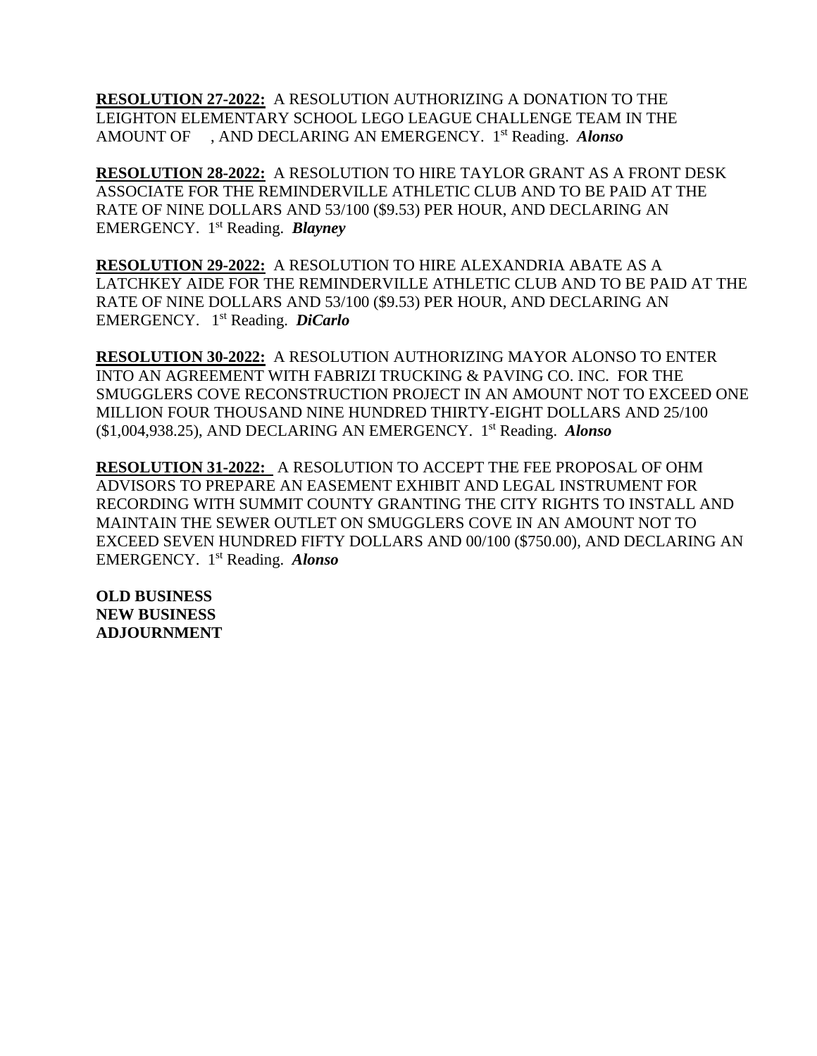**RESOLUTION 27-2022:** A RESOLUTION AUTHORIZING A DONATION TO THE LEIGHTON ELEMENTARY SCHOOL LEGO LEAGUE CHALLENGE TEAM IN THE AMOUNT OF , AND DECLARING AN EMERGENCY. 1st Reading. ***Alonso***

**RESOLUTION 28-2022:** A RESOLUTION TO HIRE TAYLOR GRANT AS A FRONT DESK ASSOCIATE FOR THE REMINDERVILLE ATHLETIC CLUB AND TO BE PAID AT THE RATE OF NINE DOLLARS AND 53/100 ($9.53) PER HOUR, AND DECLARING AN EMERGENCY. 1st Reading. ***Blayney***

**RESOLUTION 29-2022:** A RESOLUTION TO HIRE ALEXANDRIA ABATE AS A LATCHKEY AIDE FOR THE REMINDERVILLE ATHLETIC CLUB AND TO BE PAID AT THE RATE OF NINE DOLLARS AND 53/100 ($9.53) PER HOUR, AND DECLARING AN EMERGENCY. 1st Reading. ***DiCarlo***

**RESOLUTION 30-2022:** A RESOLUTION AUTHORIZING MAYOR ALONSO TO ENTER INTO AN AGREEMENT WITH FABRIZI TRUCKING & PAVING CO. INC. FOR THE SMUGGLERS COVE RECONSTRUCTION PROJECT IN AN AMOUNT NOT TO EXCEED ONE MILLION FOUR THOUSAND NINE HUNDRED THIRTY-EIGHT DOLLARS AND 25/100 ($1,004,938.25), AND DECLARING AN EMERGENCY. 1st Reading. ***Alonso***

**RESOLUTION 31-2022:** A RESOLUTION TO ACCEPT THE FEE PROPOSAL OF OHM ADVISORS TO PREPARE AN EASEMENT EXHIBIT AND LEGAL INSTRUMENT FOR RECORDING WITH SUMMIT COUNTY GRANTING THE CITY RIGHTS TO INSTALL AND MAINTAIN THE SEWER OUTLET ON SMUGGLERS COVE IN AN AMOUNT NOT TO EXCEED SEVEN HUNDRED FIFTY DOLLARS AND 00/100 ($750.00), AND DECLARING AN EMERGENCY. 1st Reading. ***Alonso***

**OLD BUSINESS**
**NEW BUSINESS**
**ADJOURNMENT**